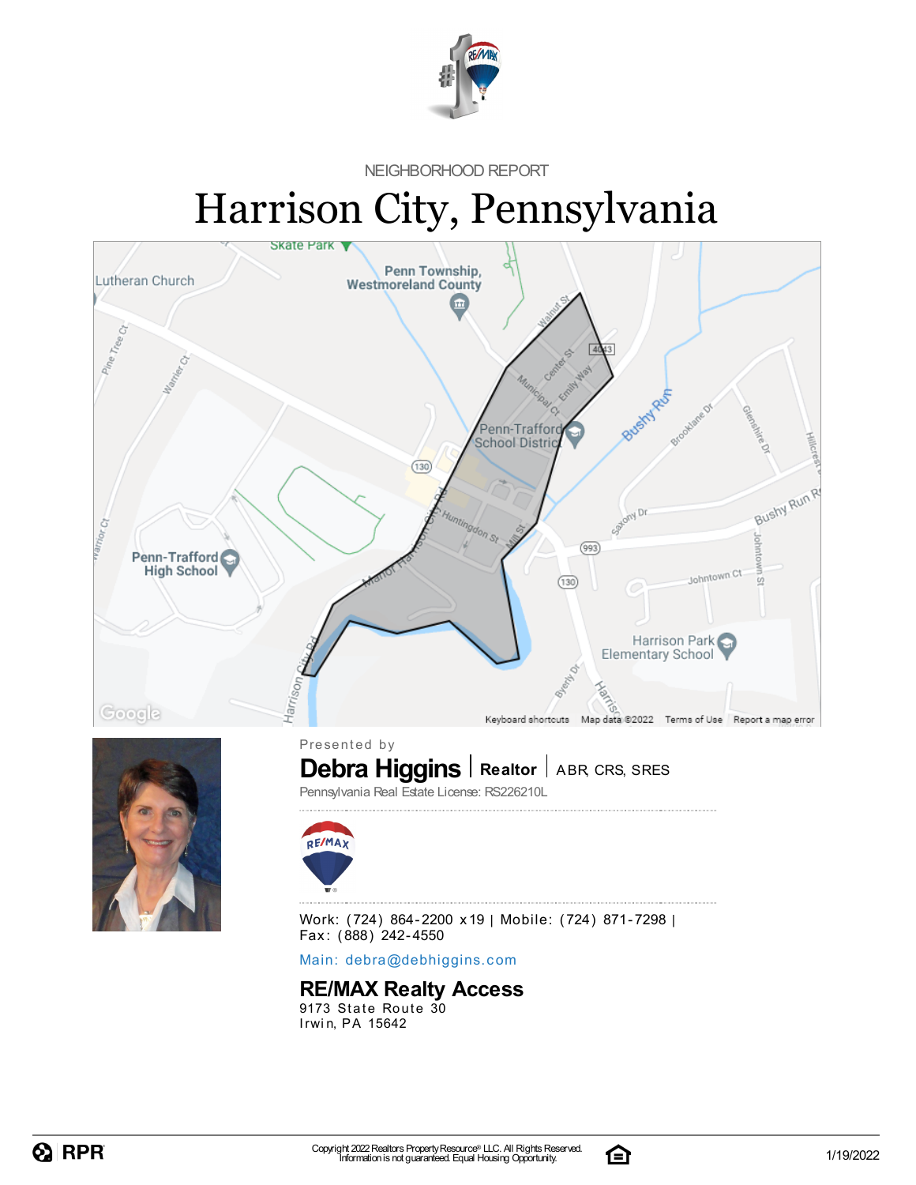NEIGHBORHOOD REPORT

# Harrison City, Pennsylvania

Presented by

**Debra Higgins** | **Realtor** | ABR, CRS, SRES

Pennsylvania Real Estate License: RS226210L

Work: (724) 864-2200 x19 | Mobile: (724) 871-7298 | Fax: (888) 242-4550

Main: debra@debhiggins.com

**RE/MAX Realty Access**
9173 State Route 30
Irwin, PA 15642

Copyright 2022 Realtors Property Resource® LLC. All Rights Reserved.
Information is not guaranteed. Equal Housing Opportunity.

1/19/2022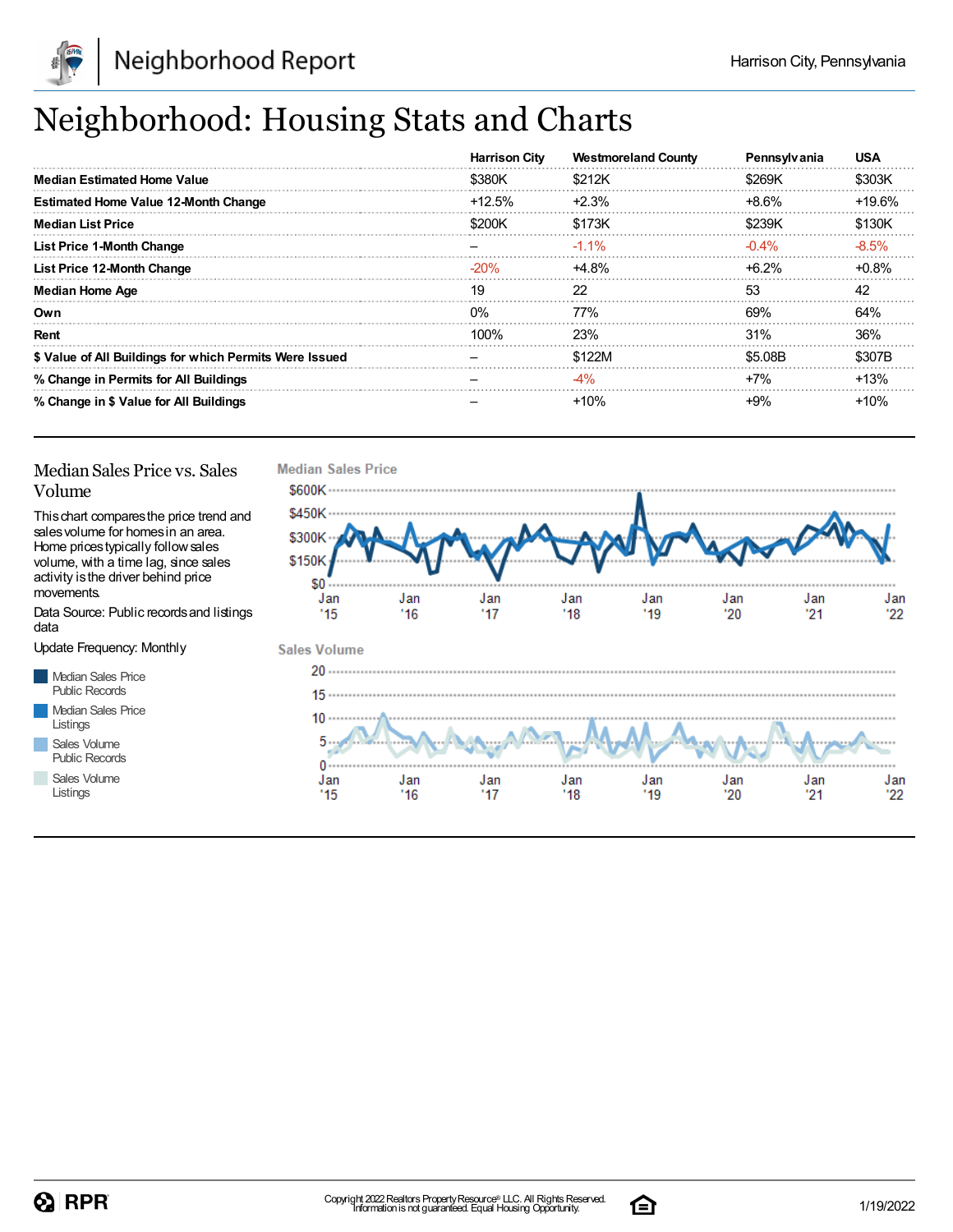# Neighborhood: Housing Stats and Charts

| | Harrison City | Westmoreland County | Pennsylvania | USA |
|---|---|---|---|---|
| **Median Estimated Home Value** | $380K | $212K | $269K | $303K |
| **Estimated Home Value 12-Month Change** | +12.5% | +2.3% | +8.6% | +19.6% |
| **Median List Price** | $200K | $173K | $239K | $130K |
| **List Price 1-Month Change** | – | -1.1% | -0.4% | -8.5% |
| **List Price 12-Month Change** | -20% | +4.8% | +6.2% | +0.8% |
| **Median Home Age** | 19 | 22 | 53 | 42 |
| **Own** | 0% | 77% | 69% | 64% |
| **Rent** | 100% | 23% | 31% | 36% |
| **$ Value of All Buildings for which Permits Were Issued** | – | $122M | $5.08B | $307B |
| **% Change in Permits for All Buildings** | – | -4% | +7% | +13% |
| **% Change in $ Value for All Buildings** | – | +10% | +9% | +10% |

## Median Sales Price vs. Sales Volume

This chart compares the price trend and sales volume for homes in an area. Home prices typically follow sales volume, with a time lag, since sales activity is the driver behind price movements.

Data Source: Public records and listings data

Update Frequency: Monthly

- Median Sales Price Public Records
- Median Sales Price Listings
- Sales Volume Public Records
- Sales Volume Listings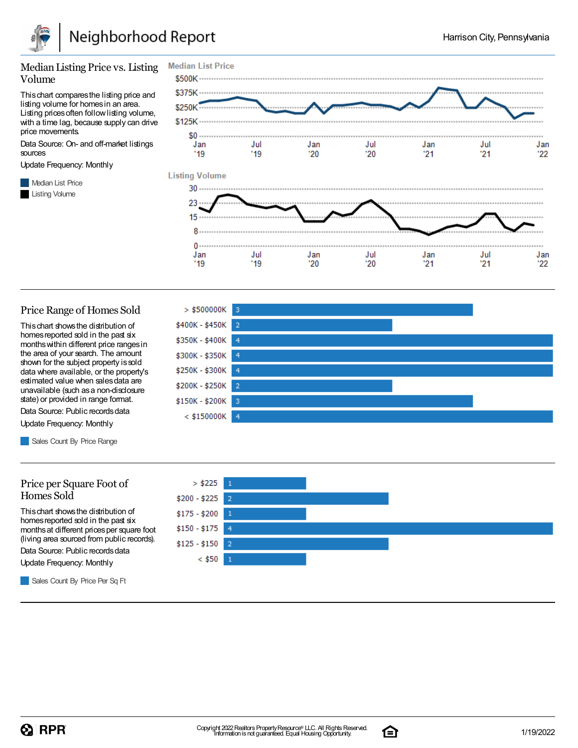# Neighborhood Report

Harrison City, Pennsylvania

## Median Listing Price vs. Listing Volume

This chart compares the listing price and listing volume for homes in an area. Listing prices often follow listing volume, with a time lag, because supply can drive price movements.

Data Source: On- and off-market listings sources

Update Frequency: Monthly

- Median List Price
- Listing Volume

**Median List Price**

$500K, $375K, $250K, $125K, $0

Jan '19, Jul '19, Jan '20, Jul '20, Jan '21, Jul '21, Jan '22

**Listing Volume**

30, 23, 15, 8, 0

Jan '19, Jul '19, Jan '20, Jul '20, Jan '21, Jul '21, Jan '22

## Price Range of Homes Sold

This chart shows the distribution of homes reported sold in the past six months within different price ranges in the area of your search. The amount shown for the subject property is sold data where available, or the property's estimated value when sales data are unavailable (such as a non-disclosure state) or provided in range format.

Data Source: Public records data

Update Frequency: Monthly

- Sales Count By Price Range

| Price Range | Sales Count |
|---|---|
| > $500000K | 3 |
| $400K - $450K | 2 |
| $350K - $400K | 4 |
| $300K - $350K | 4 |
| $250K - $300K | 4 |
| $200K - $250K | 2 |
| $150K - $200K | 3 |
| < $150000K | 4 |

## Price per Square Foot of Homes Sold

This chart shows the distribution of homes reported sold in the past six months at different prices per square foot (living area sourced from public records).

Data Source: Public records data

Update Frequency: Monthly

- Sales Count By Price Per Sq Ft

| Price Per Sq Ft | Sales Count |
|---|---|
| > $225 | 1 |
| $200 - $225 | 2 |
| $175 - $200 | 1 |
| $150 - $175 | 4 |
| $125 - $150 | 2 |
| < $50 | 1 |

Copyright 2022 Realtors Property Resource® LLC. All Rights Reserved. Information is not guaranteed. Equal Housing Opportunity.

1/19/2022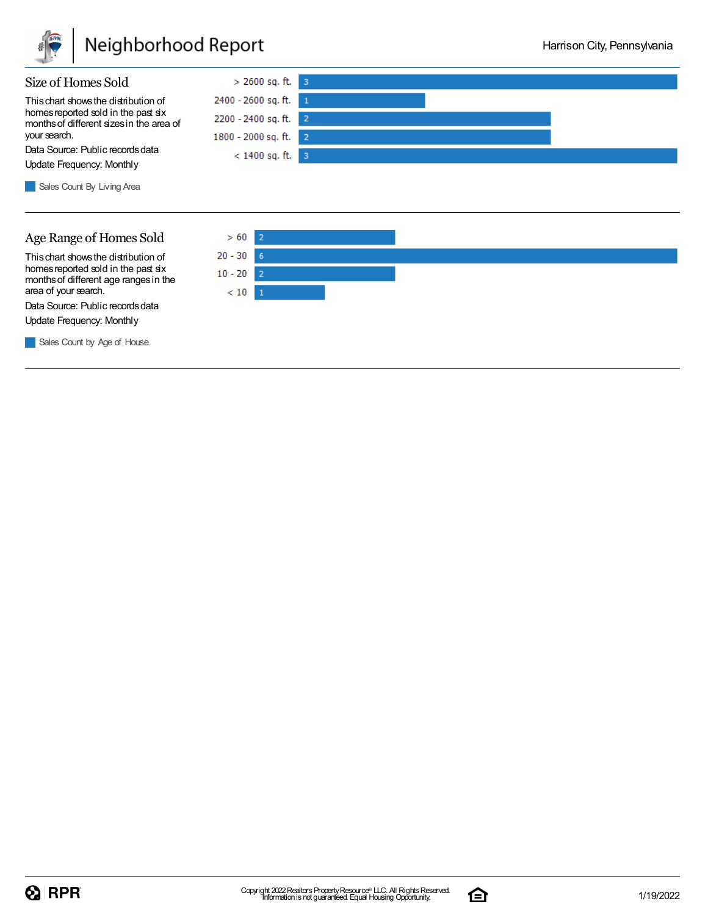## Size of Homes Sold

This chart shows the distribution of homes reported sold in the past six months of different sizes in the area of your search.

Data Source: Public records data

Update Frequency: Monthly

| Living Area | Sales Count By Living Area |
|---|---|
| > 2600 sq. ft. | 3 |
| 2400 - 2600 sq. ft. | 1 |
| 2200 - 2400 sq. ft. | 2 |
| 1800 - 2000 sq. ft. | 2 |
| < 1400 sq. ft. | 3 |

## Age Range of Homes Sold

This chart shows the distribution of homes reported sold in the past six months of different age ranges in the area of your search.

Data Source: Public records data

Update Frequency: Monthly

| Age | Sales Count by Age of House |
|---|---|
| > 60 | 2 |
| 20 - 30 | 6 |
| 10 - 20 | 2 |
| < 10 | 1 |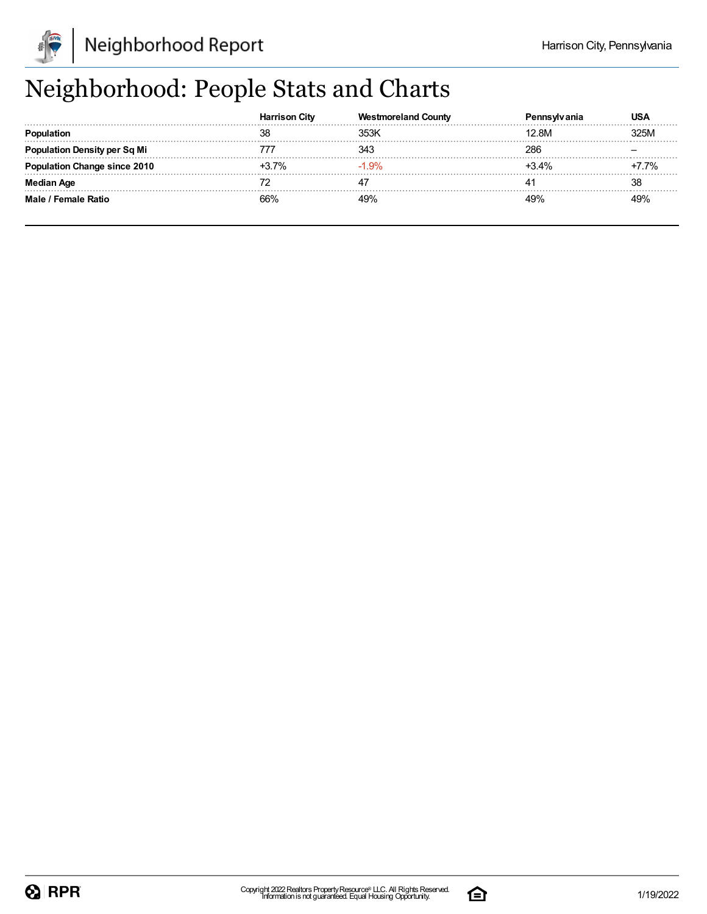# Neighborhood: People Stats and Charts

| | Harrison City | Westmoreland County | Pennsylvania | USA |
|---|---|---|---|---|
| **Population** | 38 | 353K | 12.8M | 325M |
| **Population Density per Sq Mi** | 777 | 343 | 286 | – |
| **Population Change since 2010** | +3.7% | -1.9% | +3.4% | +7.7% |
| **Median Age** | 72 | 47 | 41 | 38 |
| **Male / Female Ratio** | 66% | 49% | 49% | 49% |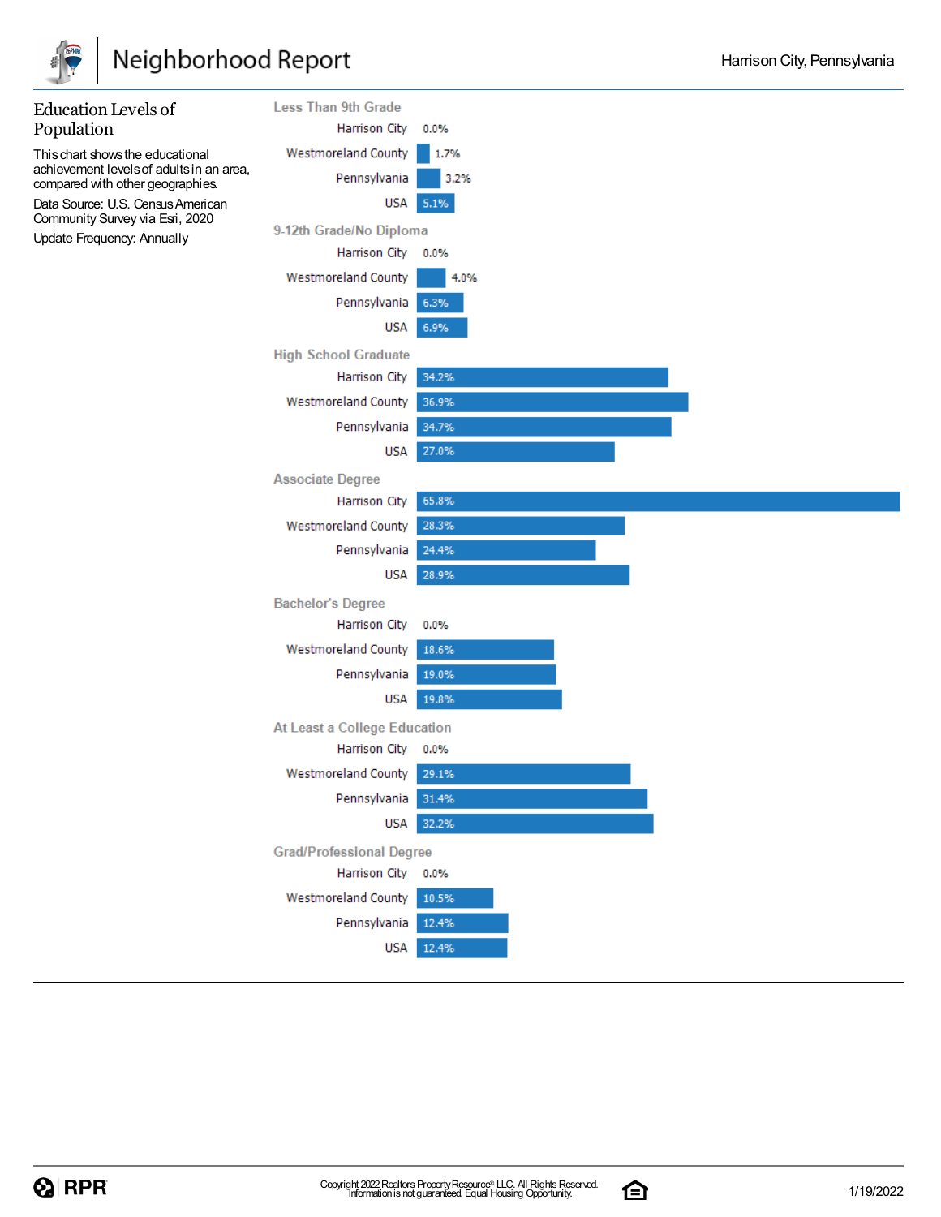## Education Levels of Population

This chart shows the educational achievement levels of adults in an area, compared with other geographies.

Data Source: U.S. Census American Community Survey via Esri, 2020

Update Frequency: Annually

### Less Than 9th Grade

| Geography | Percent |
| --- | --- |
| Harrison City | 0.0% |
| Westmoreland County | 1.7% |
| Pennsylvania | 3.2% |
| USA | 5.1% |

### 9-12th Grade/No Diploma

| Geography | Percent |
| --- | --- |
| Harrison City | 0.0% |
| Westmoreland County | 4.0% |
| Pennsylvania | 6.3% |
| USA | 6.9% |

### High School Graduate

| Geography | Percent |
| --- | --- |
| Harrison City | 34.2% |
| Westmoreland County | 36.9% |
| Pennsylvania | 34.7% |
| USA | 27.0% |

### Associate Degree

| Geography | Percent |
| --- | --- |
| Harrison City | 65.8% |
| Westmoreland County | 28.3% |
| Pennsylvania | 24.4% |
| USA | 28.9% |

### Bachelor's Degree

| Geography | Percent |
| --- | --- |
| Harrison City | 0.0% |
| Westmoreland County | 18.6% |
| Pennsylvania | 19.0% |
| USA | 19.8% |

### At Least a College Education

| Geography | Percent |
| --- | --- |
| Harrison City | 0.0% |
| Westmoreland County | 29.1% |
| Pennsylvania | 31.4% |
| USA | 32.2% |

### Grad/Professional Degree

| Geography | Percent |
| --- | --- |
| Harrison City | 0.0% |
| Westmoreland County | 10.5% |
| Pennsylvania | 12.4% |
| USA | 12.4% |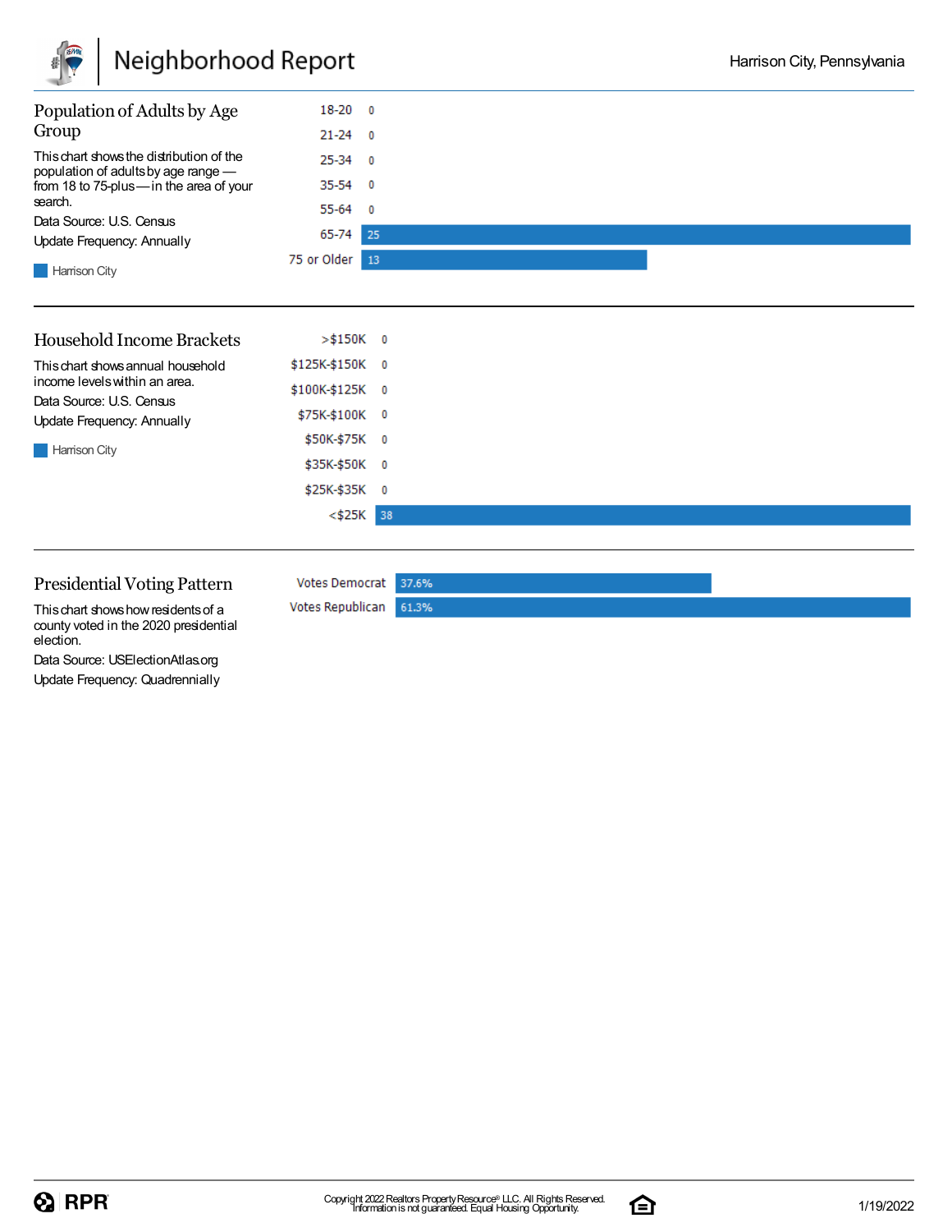## Population of Adults by Age Group

This chart shows the distribution of the population of adults by age range — from 18 to 75-plus — in the area of your search.

Data Source: U.S. Census

Update Frequency: Annually

| Age Group | Harrison City |
|---|---|
| 18-20 | 0 |
| 21-24 | 0 |
| 25-34 | 0 |
| 35-54 | 0 |
| 55-64 | 0 |
| 65-74 | 25 |
| 75 or Older | 13 |

## Household Income Brackets

This chart shows annual household income levels within an area.

Data Source: U.S. Census

Update Frequency: Annually

| Income Bracket | Harrison City |
|---|---|
| >$150K | 0 |
| $125K-$150K | 0 |
| $100K-$125K | 0 |
| $75K-$100K | 0 |
| $50K-$75K | 0 |
| $35K-$50K | 0 |
| $25K-$35K | 0 |
| <$25K | 38 |

## Presidential Voting Pattern

This chart shows how residents of a county voted in the 2020 presidential election.

Data Source: USElectionAtlas.org

Update Frequency: Quadrennially

| | |
|---|---|
| Votes Democrat | 37.6% |
| Votes Republican | 61.3% |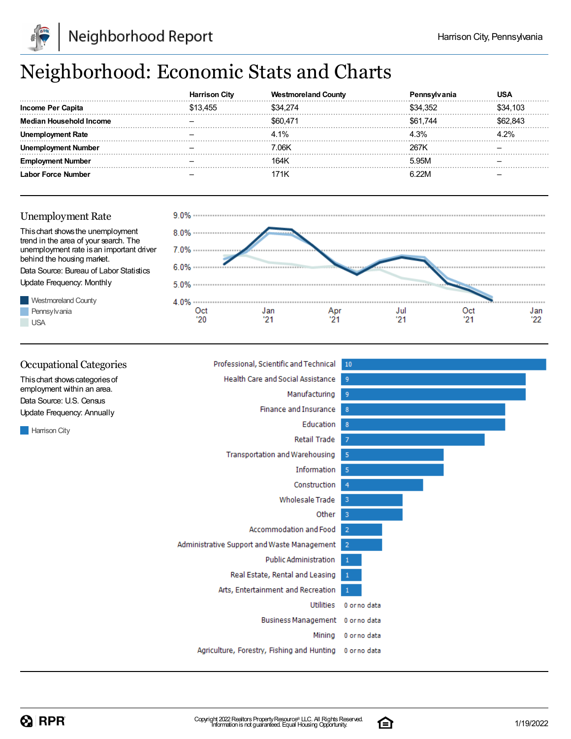# Neighborhood: Economic Stats and Charts

| | Harrison City | Westmoreland County | Pennsylvania | USA |
|---|---|---|---|---|
| **Income Per Capita** | $13,455 | $34,274 | $34,352 | $34,103 |
| **Median Household Income** | – | $60,471 | $61,744 | $62,843 |
| **Unemployment Rate** | – | 4.1% | 4.3% | 4.2% |
| **Unemployment Number** | – | 7.06K | 267K | – |
| **Employment Number** | – | 164K | 5.95M | – |
| **Labor Force Number** | – | 171K | 6.22M | – |

## Unemployment Rate

This chart shows the unemployment trend in the area of your search. The unemployment rate is an important driver behind the housing market.

Data Source: Bureau of Labor Statistics

Update Frequency: Monthly

Westmoreland County

Pennsylvania

USA

## Occupational Categories

This chart shows categories of employment within an area.

Data Source: U.S. Census

Update Frequency: Annually

Harrison City

| Category | Harrison City |
|---|---|
| Professional, Scientific and Technical | 10 |
| Health Care and Social Assistance | 9 |
| Manufacturing | 9 |
| Finance and Insurance | 8 |
| Education | 8 |
| Retail Trade | 7 |
| Transportation and Warehousing | 5 |
| Information | 5 |
| Construction | 4 |
| Wholesale Trade | 3 |
| Other | 3 |
| Accommodation and Food | 2 |
| Administrative Support and Waste Management | 2 |
| Public Administration | 1 |
| Real Estate, Rental and Leasing | 1 |
| Arts, Entertainment and Recreation | 1 |
| Utilities | 0 or no data |
| Business Management | 0 or no data |
| Mining | 0 or no data |
| Agriculture, Forestry, Fishing and Hunting | 0 or no data |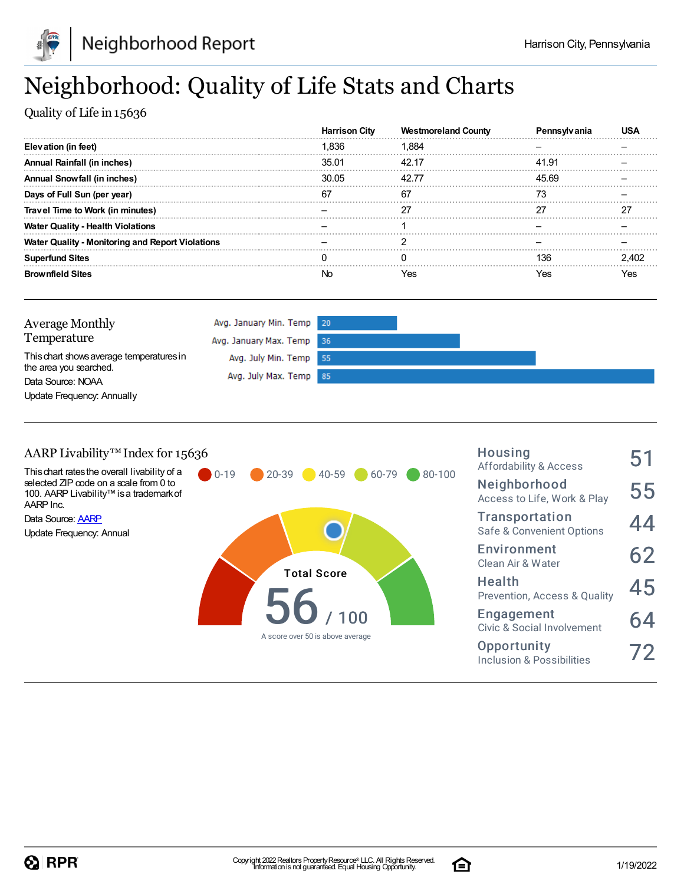# Neighborhood: Quality of Life Stats and Charts

Quality of Life in 15636

| | Harrison City | Westmoreland County | Pennsylvania | USA |
|---|---|---|---|---|
| **Elevation (in feet)** | 1,836 | 1,884 | – | – |
| **Annual Rainfall (in inches)** | 35.01 | 42.17 | 41.91 | – |
| **Annual Snowfall (in inches)** | 30.05 | 42.77 | 45.69 | – |
| **Days of Full Sun (per year)** | 67 | 67 | 73 | – |
| **Travel Time to Work (in minutes)** | – | 27 | 27 | 27 |
| **Water Quality - Health Violations** | – | 1 | – | – |
| **Water Quality - Monitoring and Report Violations** | – | 2 | – | – |
| **Superfund Sites** | 0 | 0 | 136 | 2,402 |
| **Brownfield Sites** | No | Yes | Yes | Yes |

## Average Monthly Temperature

This chart shows average temperatures in the area you searched.

Data Source: NOAA

Update Frequency: Annually

| | |
|---|---|
| Avg. January Min. Temp | 20 |
| Avg. January Max. Temp | 36 |
| Avg. July Min. Temp | 55 |
| Avg. July Max. Temp | 85 |

## AARP Livability™ Index for 15636

This chart rates the overall livability of a selected ZIP code on a scale from 0 to 100. AARP Livability™ is a trademark of AARP Inc.

Data Source: AARP

Update Frequency: Annual

0-19 | 20-39 | 40-59 | 60-79 | 80-100

Total Score

56 / 100

A score over 50 is above average

| Category | Score |
|---|---|
| Housing<br>Affordability & Access | 51 |
| Neighborhood<br>Access to Life, Work & Play | 55 |
| Transportation<br>Safe & Convenient Options | 44 |
| Environment<br>Clean Air & Water | 62 |
| Health<br>Prevention, Access & Quality | 45 |
| Engagement<br>Civic & Social Involvement | 64 |
| Opportunity<br>Inclusion & Possibilities | 72 |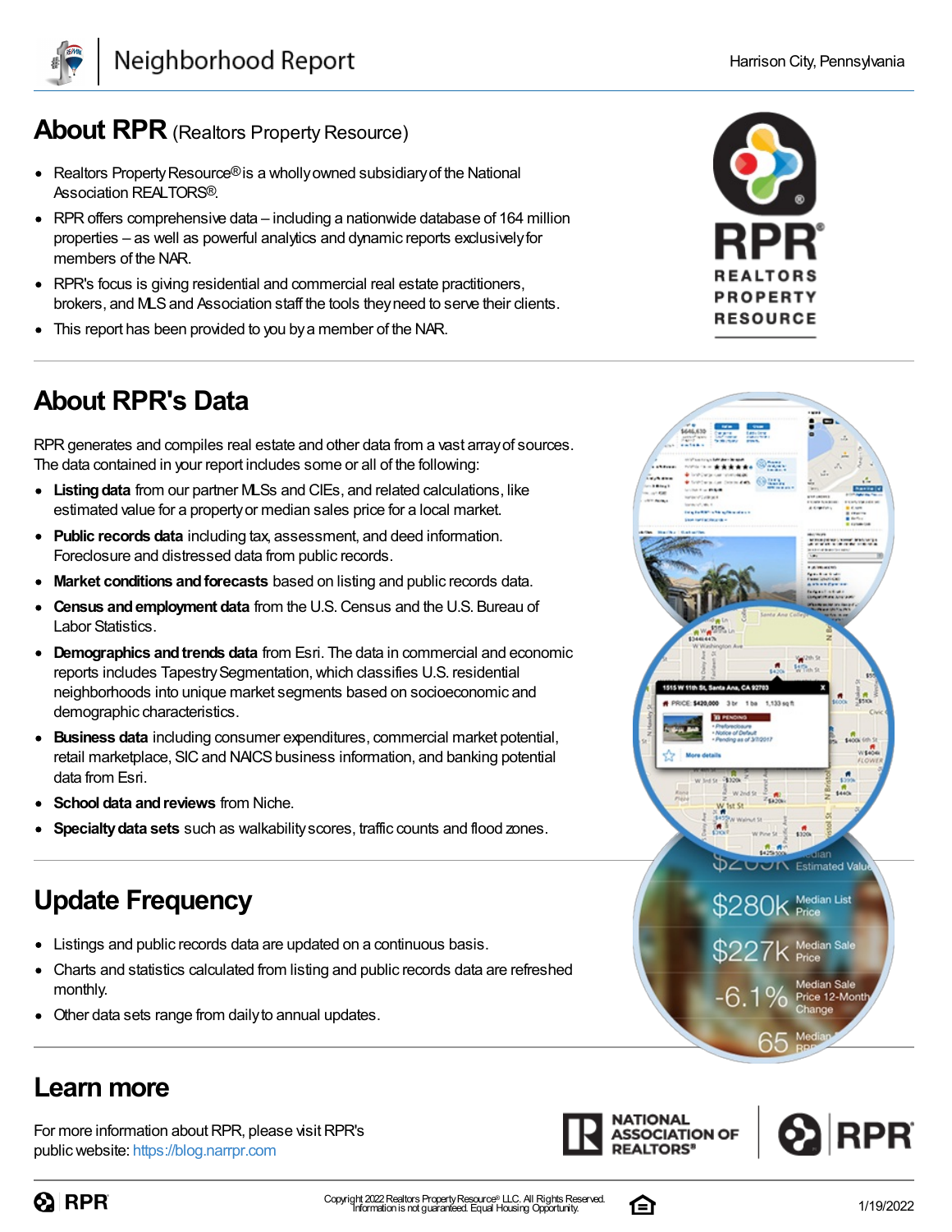## About RPR (Realtors Property Resource)

- Realtors Property Resource® is a wholly owned subsidiary of the National Association REALTORS®.
- RPR offers comprehensive data – including a nationwide database of 164 million properties – as well as powerful analytics and dynamic reports exclusively for members of the NAR.
- RPR's focus is giving residential and commercial real estate practitioners, brokers, and MLS and Association staff the tools they need to serve their clients.
- This report has been provided to you by a member of the NAR.

## About RPR's Data

RPR generates and compiles real estate and other data from a vast array of sources. The data contained in your report includes some or all of the following:

- **Listing data** from our partner MLSs and CIEs, and related calculations, like estimated value for a property or median sales price for a local market.
- **Public records data** including tax, assessment, and deed information. Foreclosure and distressed data from public records.
- **Market conditions and forecasts** based on listing and public records data.
- **Census and employment data** from the U.S. Census and the U.S. Bureau of Labor Statistics.
- **Demographics and trends data** from Esri. The data in commercial and economic reports includes Tapestry Segmentation, which classifies U.S. residential neighborhoods into unique market segments based on socioeconomic and demographic characteristics.
- **Business data** including consumer expenditures, commercial market potential, retail marketplace, SIC and NAICS business information, and banking potential data from Esri.
- **School data and reviews** from Niche.
- **Specialty data sets** such as walkability scores, traffic counts and flood zones.

## Update Frequency

- Listings and public records data are updated on a continuous basis.
- Charts and statistics calculated from listing and public records data are refreshed monthly.
- Other data sets range from daily to annual updates.

## Learn more

For more information about RPR, please visit RPR's public website: https://blog.narrpr.com